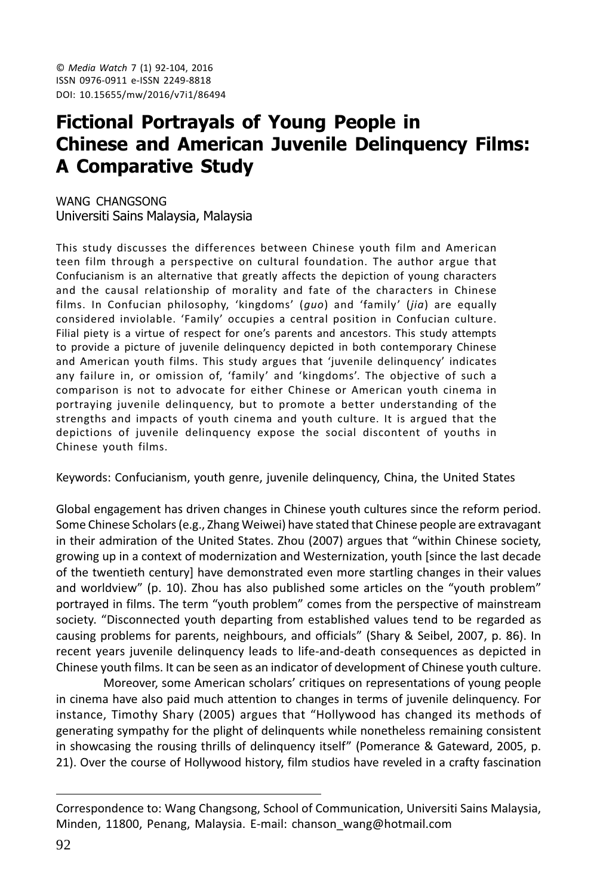© *Media Watch* 7 (1) 92-104, 2016
ISSN 0976-0911 e-ISSN 2249-8818
DOI: 10.15655/mw/2016/v7i1/86494

# Fictional Portrayals of Young People in Chinese and American Juvenile Delinquency Films: A Comparative Study

WANG CHANGSONG
Universiti Sains Malaysia, Malaysia

This study discusses the differences between Chinese youth film and American teen film through a perspective on cultural foundation. The author argue that Confucianism is an alternative that greatly affects the depiction of young characters and the causal relationship of morality and fate of the characters in Chinese films. In Confucian philosophy, 'kingdoms' (*guo*) and 'family' (*jia*) are equally considered inviolable. 'Family' occupies a central position in Confucian culture. Filial piety is a virtue of respect for one's parents and ancestors. This study attempts to provide a picture of juvenile delinquency depicted in both contemporary Chinese and American youth films. This study argues that 'juvenile delinquency' indicates any failure in, or omission of, 'family' and 'kingdoms'. The objective of such a comparison is not to advocate for either Chinese or American youth cinema in portraying juvenile delinquency, but to promote a better understanding of the strengths and impacts of youth cinema and youth culture. It is argued that the depictions of juvenile delinquency expose the social discontent of youths in Chinese youth films.

Keywords: Confucianism, youth genre, juvenile delinquency, China, the United States

Global engagement has driven changes in Chinese youth cultures since the reform period. Some Chinese Scholars (e.g., Zhang Weiwei) have stated that Chinese people are extravagant in their admiration of the United States. Zhou (2007) argues that "within Chinese society, growing up in a context of modernization and Westernization, youth [since the last decade of the twentieth century] have demonstrated even more startling changes in their values and worldview" (p. 10). Zhou has also published some articles on the "youth problem" portrayed in films. The term "youth problem" comes from the perspective of mainstream society. "Disconnected youth departing from established values tend to be regarded as causing problems for parents, neighbours, and officials" (Shary & Seibel, 2007, p. 86). In recent years juvenile delinquency leads to life-and-death consequences as depicted in Chinese youth films. It can be seen as an indicator of development of Chinese youth culture.

Moreover, some American scholars' critiques on representations of young people in cinema have also paid much attention to changes in terms of juvenile delinquency. For instance, Timothy Shary (2005) argues that "Hollywood has changed its methods of generating sympathy for the plight of delinquents while nonetheless remaining consistent in showcasing the rousing thrills of delinquency itself" (Pomerance & Gateward, 2005, p. 21). Over the course of Hollywood history, film studios have reveled in a crafty fascination

---

Correspondence to: Wang Changsong, School of Communication, Universiti Sains Malaysia, Minden, 11800, Penang, Malaysia. E-mail: chanson_wang@hotmail.com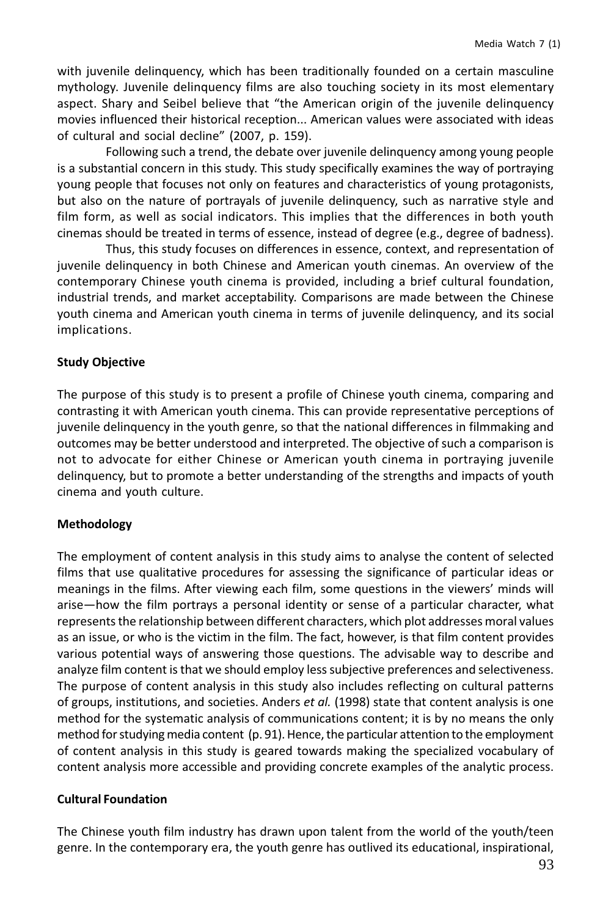with juvenile delinquency, which has been traditionally founded on a certain masculine mythology. Juvenile delinquency films are also touching society in its most elementary aspect. Shary and Seibel believe that "the American origin of the juvenile delinquency movies influenced their historical reception... American values were associated with ideas of cultural and social decline" (2007, p. 159).

Following such a trend, the debate over juvenile delinquency among young people is a substantial concern in this study. This study specifically examines the way of portraying young people that focuses not only on features and characteristics of young protagonists, but also on the nature of portrayals of juvenile delinquency, such as narrative style and film form, as well as social indicators. This implies that the differences in both youth cinemas should be treated in terms of essence, instead of degree (e.g., degree of badness).

Thus, this study focuses on differences in essence, context, and representation of juvenile delinquency in both Chinese and American youth cinemas. An overview of the contemporary Chinese youth cinema is provided, including a brief cultural foundation, industrial trends, and market acceptability. Comparisons are made between the Chinese youth cinema and American youth cinema in terms of juvenile delinquency, and its social implications.

**Study Objective**

The purpose of this study is to present a profile of Chinese youth cinema, comparing and contrasting it with American youth cinema. This can provide representative perceptions of juvenile delinquency in the youth genre, so that the national differences in filmmaking and outcomes may be better understood and interpreted. The objective of such a comparison is not to advocate for either Chinese or American youth cinema in portraying juvenile delinquency, but to promote a better understanding of the strengths and impacts of youth cinema and youth culture.

**Methodology**

The employment of content analysis in this study aims to analyse the content of selected films that use qualitative procedures for assessing the significance of particular ideas or meanings in the films. After viewing each film, some questions in the viewers' minds will arise—how the film portrays a personal identity or sense of a particular character, what represents the relationship between different characters, which plot addresses moral values as an issue, or who is the victim in the film. The fact, however, is that film content provides various potential ways of answering those questions. The advisable way to describe and analyze film content is that we should employ less subjective preferences and selectiveness. The purpose of content analysis in this study also includes reflecting on cultural patterns of groups, institutions, and societies. Anders *et al.* (1998) state that content analysis is one method for the systematic analysis of communications content; it is by no means the only method for studying media content (p. 91). Hence, the particular attention to the employment of content analysis in this study is geared towards making the specialized vocabulary of content analysis more accessible and providing concrete examples of the analytic process.

**Cultural Foundation**

The Chinese youth film industry has drawn upon talent from the world of the youth/teen genre. In the contemporary era, the youth genre has outlived its educational, inspirational,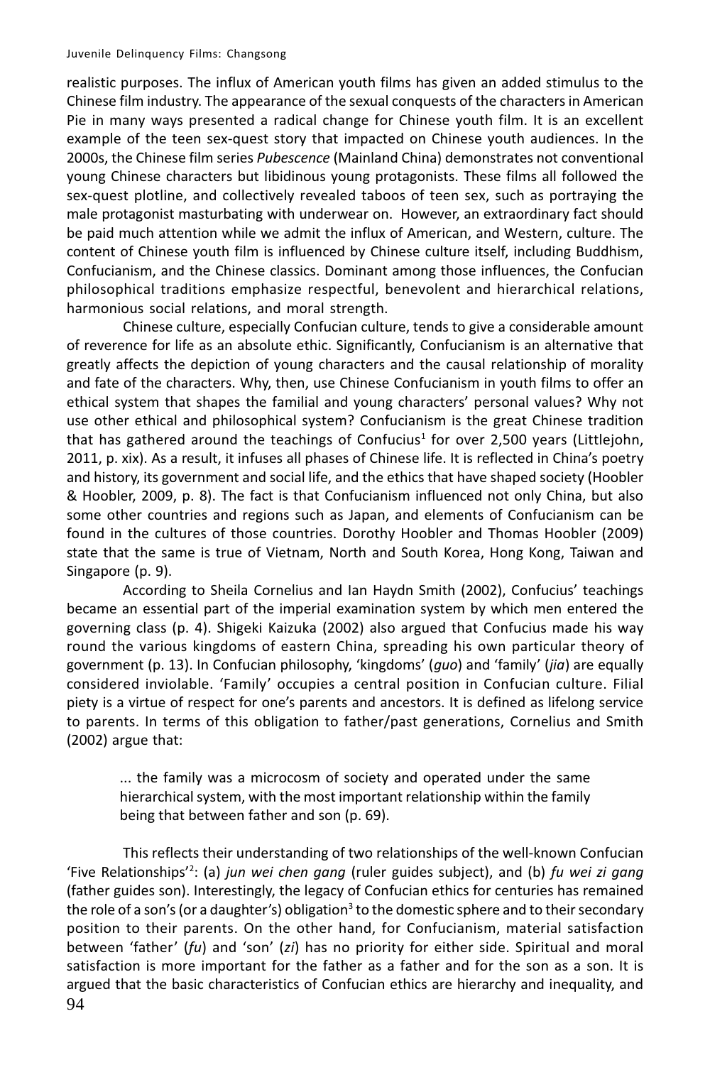realistic purposes. The influx of American youth films has given an added stimulus to the Chinese film industry. The appearance of the sexual conquests of the characters in American Pie in many ways presented a radical change for Chinese youth film. It is an excellent example of the teen sex-quest story that impacted on Chinese youth audiences. In the 2000s, the Chinese film series *Pubescence* (Mainland China) demonstrates not conventional young Chinese characters but libidinous young protagonists. These films all followed the sex-quest plotline, and collectively revealed taboos of teen sex, such as portraying the male protagonist masturbating with underwear on. However, an extraordinary fact should be paid much attention while we admit the influx of American, and Western, culture. The content of Chinese youth film is influenced by Chinese culture itself, including Buddhism, Confucianism, and the Chinese classics. Dominant among those influences, the Confucian philosophical traditions emphasize respectful, benevolent and hierarchical relations, harmonious social relations, and moral strength.

Chinese culture, especially Confucian culture, tends to give a considerable amount of reverence for life as an absolute ethic. Significantly, Confucianism is an alternative that greatly affects the depiction of young characters and the causal relationship of morality and fate of the characters. Why, then, use Chinese Confucianism in youth films to offer an ethical system that shapes the familial and young characters' personal values? Why not use other ethical and philosophical system? Confucianism is the great Chinese tradition that has gathered around the teachings of Confucius[1] for over 2,500 years (Littlejohn, 2011, p. xix). As a result, it infuses all phases of Chinese life. It is reflected in China's poetry and history, its government and social life, and the ethics that have shaped society (Hoobler & Hoobler, 2009, p. 8). The fact is that Confucianism influenced not only China, but also some other countries and regions such as Japan, and elements of Confucianism can be found in the cultures of those countries. Dorothy Hoobler and Thomas Hoobler (2009) state that the same is true of Vietnam, North and South Korea, Hong Kong, Taiwan and Singapore (p. 9).

According to Sheila Cornelius and Ian Haydn Smith (2002), Confucius' teachings became an essential part of the imperial examination system by which men entered the governing class (p. 4). Shigeki Kaizuka (2002) also argued that Confucius made his way round the various kingdoms of eastern China, spreading his own particular theory of government (p. 13). In Confucian philosophy, 'kingdoms' (*guo*) and 'family' (*jia*) are equally considered inviolable. 'Family' occupies a central position in Confucian culture. Filial piety is a virtue of respect for one's parents and ancestors. It is defined as lifelong service to parents. In terms of this obligation to father/past generations, Cornelius and Smith (2002) argue that:

> ... the family was a microcosm of society and operated under the same hierarchical system, with the most important relationship within the family being that between father and son (p. 69).

This reflects their understanding of two relationships of the well-known Confucian 'Five Relationships'[2]: (a) *jun wei chen gang* (ruler guides subject), and (b) *fu wei zi gang* (father guides son). Interestingly, the legacy of Confucian ethics for centuries has remained the role of a son's (or a daughter's) obligation[3] to the domestic sphere and to their secondary position to their parents. On the other hand, for Confucianism, material satisfaction between 'father' (*fu*) and 'son' (*zi*) has no priority for either side. Spiritual and moral satisfaction is more important for the father as a father and for the son as a son. It is argued that the basic characteristics of Confucian ethics are hierarchy and inequality, and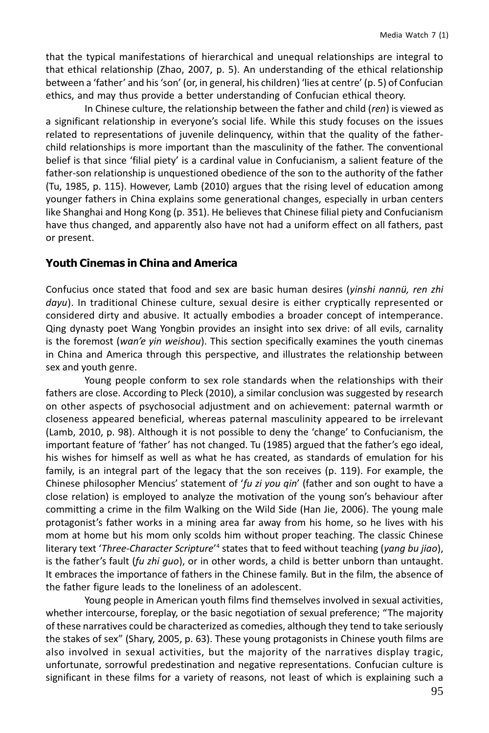that the typical manifestations of hierarchical and unequal relationships are integral to that ethical relationship (Zhao, 2007, p. 5). An understanding of the ethical relationship between a 'father' and his 'son' (or, in general, his children) 'lies at centre' (p. 5) of Confucian ethics, and may thus provide a better understanding of Confucian ethical theory.

In Chinese culture, the relationship between the father and child (*ren*) is viewed as a significant relationship in everyone's social life. While this study focuses on the issues related to representations of juvenile delinquency, within that the quality of the father-child relationships is more important than the masculinity of the father. The conventional belief is that since 'filial piety' is a cardinal value in Confucianism, a salient feature of the father-son relationship is unquestioned obedience of the son to the authority of the father (Tu, 1985, p. 115). However, Lamb (2010) argues that the rising level of education among younger fathers in China explains some generational changes, especially in urban centers like Shanghai and Hong Kong (p. 351). He believes that Chinese filial piety and Confucianism have thus changed, and apparently also have not had a uniform effect on all fathers, past or present.

## Youth Cinemas in China and America

Confucius once stated that food and sex are basic human desires (*yinshi nannü, ren zhi dayu*). In traditional Chinese culture, sexual desire is either cryptically represented or considered dirty and abusive. It actually embodies a broader concept of intemperance. Qing dynasty poet Wang Yongbin provides an insight into sex drive: of all evils, carnality is the foremost (*wan'e yin weishou*). This section specifically examines the youth cinemas in China and America through this perspective, and illustrates the relationship between sex and youth genre.

Young people conform to sex role standards when the relationships with their fathers are close. According to Pleck (2010), a similar conclusion was suggested by research on other aspects of psychosocial adjustment and on achievement: paternal warmth or closeness appeared beneficial, whereas paternal masculinity appeared to be irrelevant (Lamb, 2010, p. 98). Although it is not possible to deny the 'change' to Confucianism, the important feature of 'father' has not changed. Tu (1985) argued that the father's ego ideal, his wishes for himself as well as what he has created, as standards of emulation for his family, is an integral part of the legacy that the son receives (p. 119). For example, the Chinese philosopher Mencius' statement of '*fu zi you qin*' (father and son ought to have a close relation) is employed to analyze the motivation of the young son's behaviour after committing a crime in the film Walking on the Wild Side (Han Jie, 2006). The young male protagonist's father works in a mining area far away from his home, so he lives with his mom at home but his mom only scolds him without proper teaching. The classic Chinese literary text '*Three-Character Scripture*'[4] states that to feed without teaching (*yang bu jiao*), is the father's fault (*fu zhi guo*), or in other words, a child is better unborn than untaught. It embraces the importance of fathers in the Chinese family. But in the film, the absence of the father figure leads to the loneliness of an adolescent.

Young people in American youth films find themselves involved in sexual activities, whether intercourse, foreplay, or the basic negotiation of sexual preference; "The majority of these narratives could be characterized as comedies, although they tend to take seriously the stakes of sex" (Shary, 2005, p. 63). These young protagonists in Chinese youth films are also involved in sexual activities, but the majority of the narratives display tragic, unfortunate, sorrowful predestination and negative representations. Confucian culture is significant in these films for a variety of reasons, not least of which is explaining such a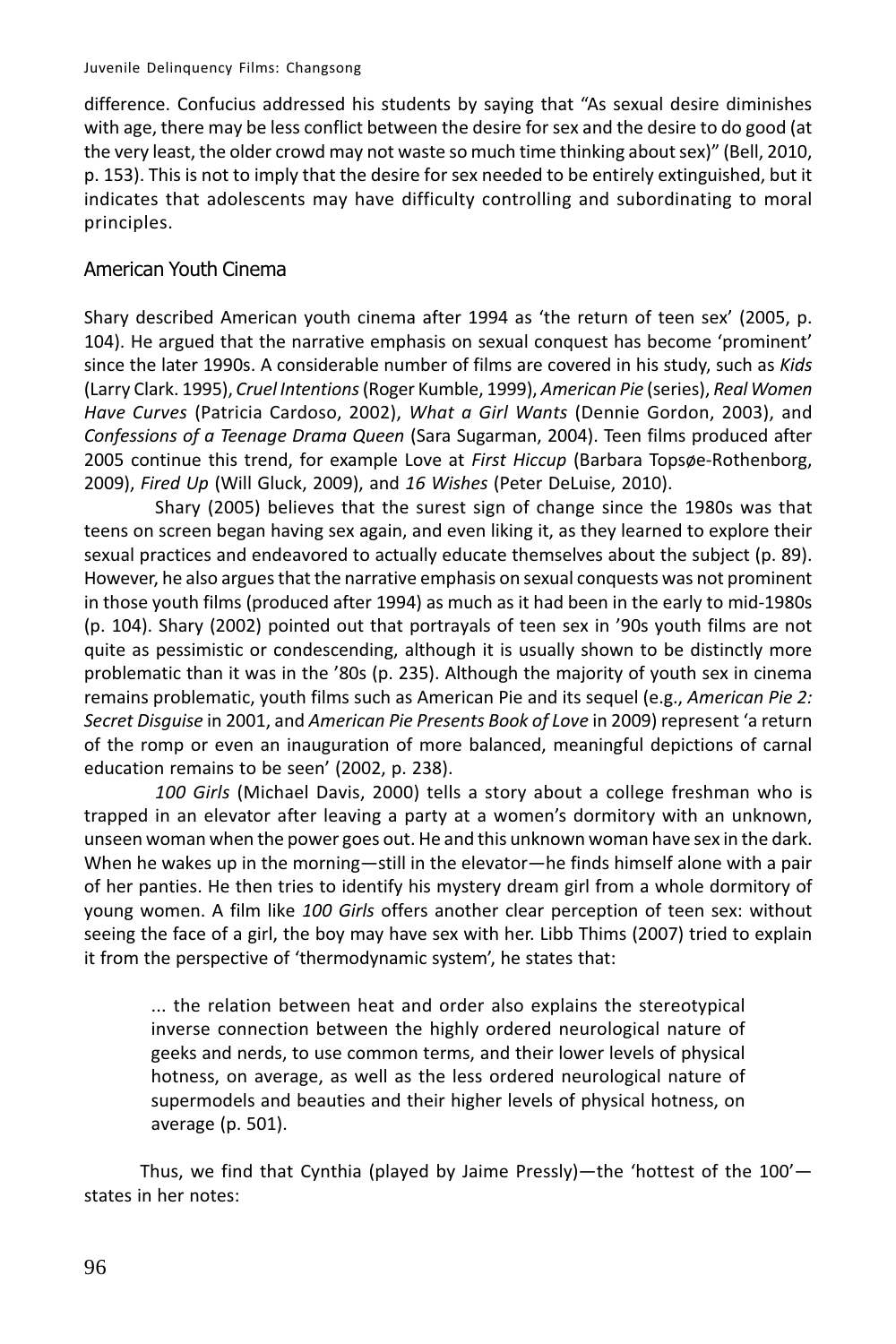difference. Confucius addressed his students by saying that "As sexual desire diminishes with age, there may be less conflict between the desire for sex and the desire to do good (at the very least, the older crowd may not waste so much time thinking about sex)" (Bell, 2010, p. 153). This is not to imply that the desire for sex needed to be entirely extinguished, but it indicates that adolescents may have difficulty controlling and subordinating to moral principles.

## American Youth Cinema

Shary described American youth cinema after 1994 as 'the return of teen sex' (2005, p. 104). He argued that the narrative emphasis on sexual conquest has become 'prominent' since the later 1990s. A considerable number of films are covered in his study, such as *Kids* (Larry Clark. 1995), *Cruel Intentions* (Roger Kumble, 1999), *American Pie* (series), *Real Women Have Curves* (Patricia Cardoso, 2002), *What a Girl Wants* (Dennie Gordon, 2003), and *Confessions of a Teenage Drama Queen* (Sara Sugarman, 2004). Teen films produced after 2005 continue this trend, for example Love at *First Hiccup* (Barbara Topsøe-Rothenborg, 2009), *Fired Up* (Will Gluck, 2009), and *16 Wishes* (Peter DeLuise, 2010).

Shary (2005) believes that the surest sign of change since the 1980s was that teens on screen began having sex again, and even liking it, as they learned to explore their sexual practices and endeavored to actually educate themselves about the subject (p. 89). However, he also argues that the narrative emphasis on sexual conquests was not prominent in those youth films (produced after 1994) as much as it had been in the early to mid-1980s (p. 104). Shary (2002) pointed out that portrayals of teen sex in '90s youth films are not quite as pessimistic or condescending, although it is usually shown to be distinctly more problematic than it was in the '80s (p. 235). Although the majority of youth sex in cinema remains problematic, youth films such as American Pie and its sequel (e.g., *American Pie 2: Secret Disguise* in 2001, and *American Pie Presents Book of Love* in 2009) represent 'a return of the romp or even an inauguration of more balanced, meaningful depictions of carnal education remains to be seen' (2002, p. 238).

*100 Girls* (Michael Davis, 2000) tells a story about a college freshman who is trapped in an elevator after leaving a party at a women's dormitory with an unknown, unseen woman when the power goes out. He and this unknown woman have sex in the dark. When he wakes up in the morning—still in the elevator—he finds himself alone with a pair of her panties. He then tries to identify his mystery dream girl from a whole dormitory of young women. A film like *100 Girls* offers another clear perception of teen sex: without seeing the face of a girl, the boy may have sex with her. Libb Thims (2007) tried to explain it from the perspective of 'thermodynamic system', he states that:

> ... the relation between heat and order also explains the stereotypical inverse connection between the highly ordered neurological nature of geeks and nerds, to use common terms, and their lower levels of physical hotness, on average, as well as the less ordered neurological nature of supermodels and beauties and their higher levels of physical hotness, on average (p. 501).

Thus, we find that Cynthia (played by Jaime Pressly)—the 'hottest of the 100'—states in her notes: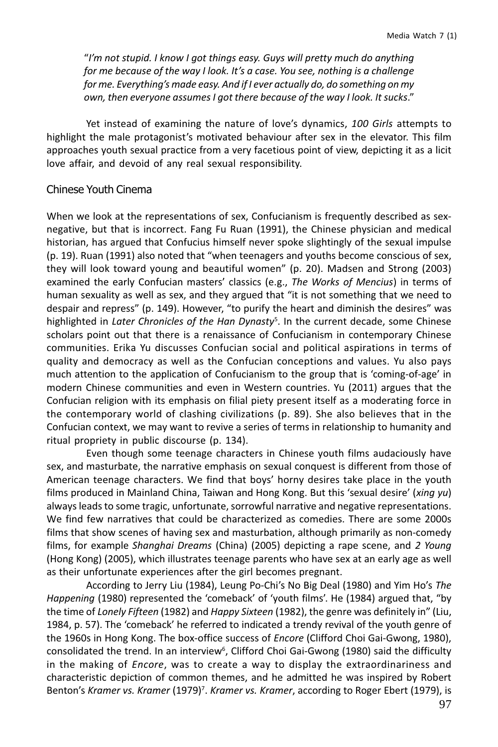"*I'm not stupid. I know I got things easy. Guys will pretty much do anything for me because of the way I look. It's a case. You see, nothing is a challenge for me. Everything's made easy. And if I ever actually do, do something on my own, then everyone assumes I got there because of the way I look. It sucks*."

Yet instead of examining the nature of love's dynamics, *100 Girls* attempts to highlight the male protagonist's motivated behaviour after sex in the elevator. This film approaches youth sexual practice from a very facetious point of view, depicting it as a licit love affair, and devoid of any real sexual responsibility.

## Chinese Youth Cinema

When we look at the representations of sex, Confucianism is frequently described as sex-negative, but that is incorrect. Fang Fu Ruan (1991), the Chinese physician and medical historian, has argued that Confucius himself never spoke slightingly of the sexual impulse (p. 19). Ruan (1991) also noted that "when teenagers and youths become conscious of sex, they will look toward young and beautiful women" (p. 20). Madsen and Strong (2003) examined the early Confucian masters' classics (e.g., *The Works of Mencius*) in terms of human sexuality as well as sex, and they argued that "it is not something that we need to despair and repress" (p. 149). However, "to purify the heart and diminish the desires" was highlighted in *Later Chronicles of the Han Dynasty*[5]. In the current decade, some Chinese scholars point out that there is a renaissance of Confucianism in contemporary Chinese communities. Erika Yu discusses Confucian social and political aspirations in terms of quality and democracy as well as the Confucian conceptions and values. Yu also pays much attention to the application of Confucianism to the group that is 'coming-of-age' in modern Chinese communities and even in Western countries. Yu (2011) argues that the Confucian religion with its emphasis on filial piety present itself as a moderating force in the contemporary world of clashing civilizations (p. 89). She also believes that in the Confucian context, we may want to revive a series of terms in relationship to humanity and ritual propriety in public discourse (p. 134).

Even though some teenage characters in Chinese youth films audaciously have sex, and masturbate, the narrative emphasis on sexual conquest is different from those of American teenage characters. We find that boys' horny desires take place in the youth films produced in Mainland China, Taiwan and Hong Kong. But this 'sexual desire' (*xing yu*) always leads to some tragic, unfortunate, sorrowful narrative and negative representations. We find few narratives that could be characterized as comedies. There are some 2000s films that show scenes of having sex and masturbation, although primarily as non-comedy films, for example *Shanghai Dreams* (China) (2005) depicting a rape scene, and *2 Young* (Hong Kong) (2005), which illustrates teenage parents who have sex at an early age as well as their unfortunate experiences after the girl becomes pregnant.

According to Jerry Liu (1984), Leung Po-Chi's No Big Deal (1980) and Yim Ho's *The Happening* (1980) represented the 'comeback' of 'youth films'. He (1984) argued that, "by the time of *Lonely Fifteen* (1982) and *Happy Sixteen* (1982), the genre was definitely in" (Liu, 1984, p. 57). The 'comeback' he referred to indicated a trendy revival of the youth genre of the 1960s in Hong Kong. The box-office success of *Encore* (Clifford Choi Gai-Gwong, 1980), consolidated the trend. In an interview[6], Clifford Choi Gai-Gwong (1980) said the difficulty in the making of *Encore*, was to create a way to display the extraordinariness and characteristic depiction of common themes, and he admitted he was inspired by Robert Benton's *Kramer vs. Kramer* (1979)[7]. *Kramer vs. Kramer*, according to Roger Ebert (1979), is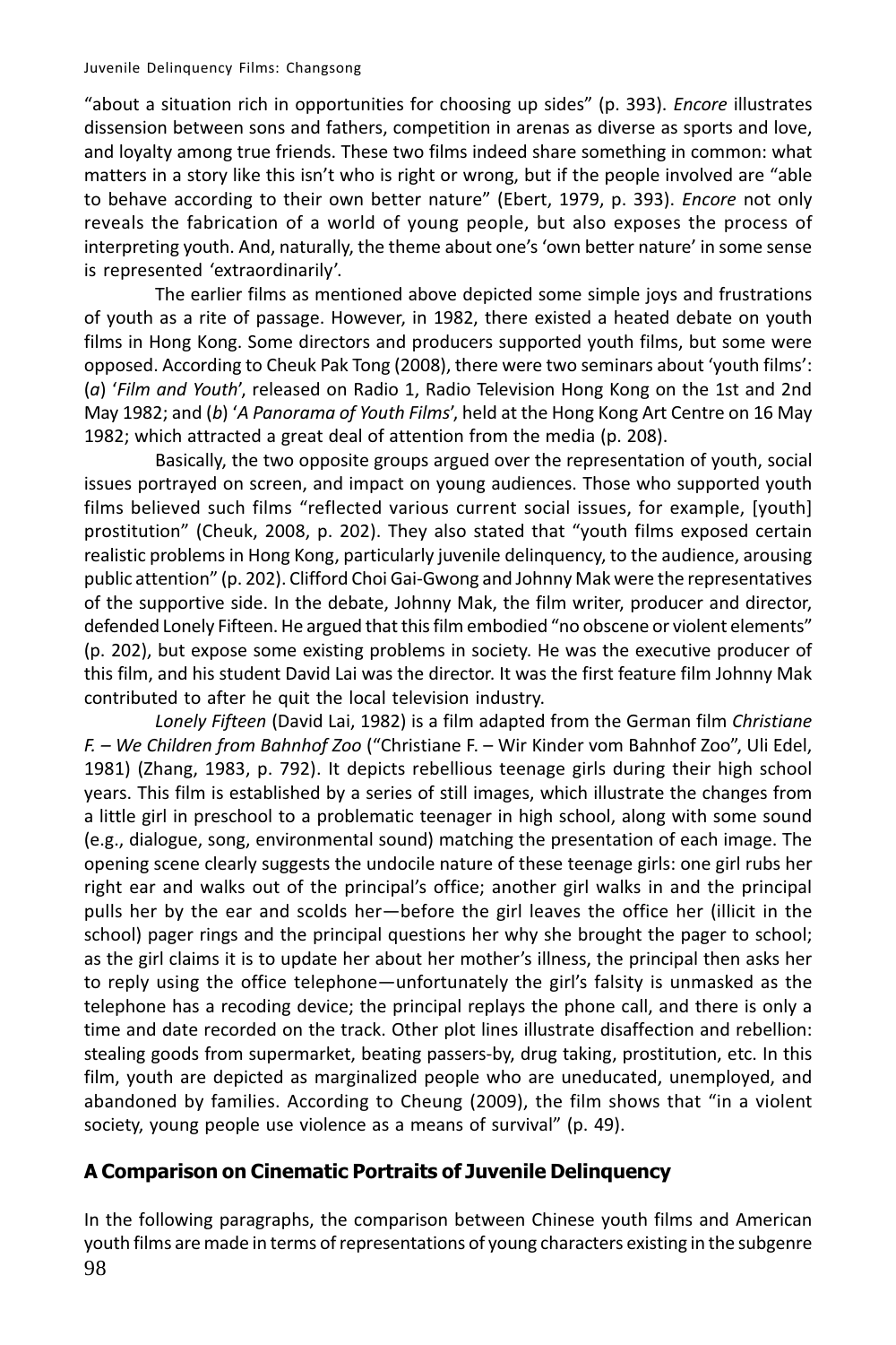"about a situation rich in opportunities for choosing up sides" (p. 393). *Encore* illustrates dissension between sons and fathers, competition in arenas as diverse as sports and love, and loyalty among true friends. These two films indeed share something in common: what matters in a story like this isn't who is right or wrong, but if the people involved are "able to behave according to their own better nature" (Ebert, 1979, p. 393). *Encore* not only reveals the fabrication of a world of young people, but also exposes the process of interpreting youth. And, naturally, the theme about one's 'own better nature' in some sense is represented 'extraordinarily'.

The earlier films as mentioned above depicted some simple joys and frustrations of youth as a rite of passage. However, in 1982, there existed a heated debate on youth films in Hong Kong. Some directors and producers supported youth films, but some were opposed. According to Cheuk Pak Tong (2008), there were two seminars about 'youth films': (*a*) '*Film and Youth*', released on Radio 1, Radio Television Hong Kong on the 1st and 2nd May 1982; and (*b*) '*A Panorama of Youth Films*', held at the Hong Kong Art Centre on 16 May 1982; which attracted a great deal of attention from the media (p. 208).

Basically, the two opposite groups argued over the representation of youth, social issues portrayed on screen, and impact on young audiences. Those who supported youth films believed such films "reflected various current social issues, for example, [youth] prostitution" (Cheuk, 2008, p. 202). They also stated that "youth films exposed certain realistic problems in Hong Kong, particularly juvenile delinquency, to the audience, arousing public attention" (p. 202). Clifford Choi Gai-Gwong and Johnny Mak were the representatives of the supportive side. In the debate, Johnny Mak, the film writer, producer and director, defended Lonely Fifteen. He argued that this film embodied "no obscene or violent elements" (p. 202), but expose some existing problems in society. He was the executive producer of this film, and his student David Lai was the director. It was the first feature film Johnny Mak contributed to after he quit the local television industry.

*Lonely Fifteen* (David Lai, 1982) is a film adapted from the German film *Christiane F. – We Children from Bahnhof Zoo* ("Christiane F. – Wir Kinder vom Bahnhof Zoo", Uli Edel, 1981) (Zhang, 1983, p. 792). It depicts rebellious teenage girls during their high school years. This film is established by a series of still images, which illustrate the changes from a little girl in preschool to a problematic teenager in high school, along with some sound (e.g., dialogue, song, environmental sound) matching the presentation of each image. The opening scene clearly suggests the undocile nature of these teenage girls: one girl rubs her right ear and walks out of the principal's office; another girl walks in and the principal pulls her by the ear and scolds her—before the girl leaves the office her (illicit in the school) pager rings and the principal questions her why she brought the pager to school; as the girl claims it is to update her about her mother's illness, the principal then asks her to reply using the office telephone—unfortunately the girl's falsity is unmasked as the telephone has a recoding device; the principal replays the phone call, and there is only a time and date recorded on the track. Other plot lines illustrate disaffection and rebellion: stealing goods from supermarket, beating passers-by, drug taking, prostitution, etc. In this film, youth are depicted as marginalized people who are uneducated, unemployed, and abandoned by families. According to Cheung (2009), the film shows that "in a violent society, young people use violence as a means of survival" (p. 49).

## A Comparison on Cinematic Portraits of Juvenile Delinquency

In the following paragraphs, the comparison between Chinese youth films and American youth films are made in terms of representations of young characters existing in the subgenre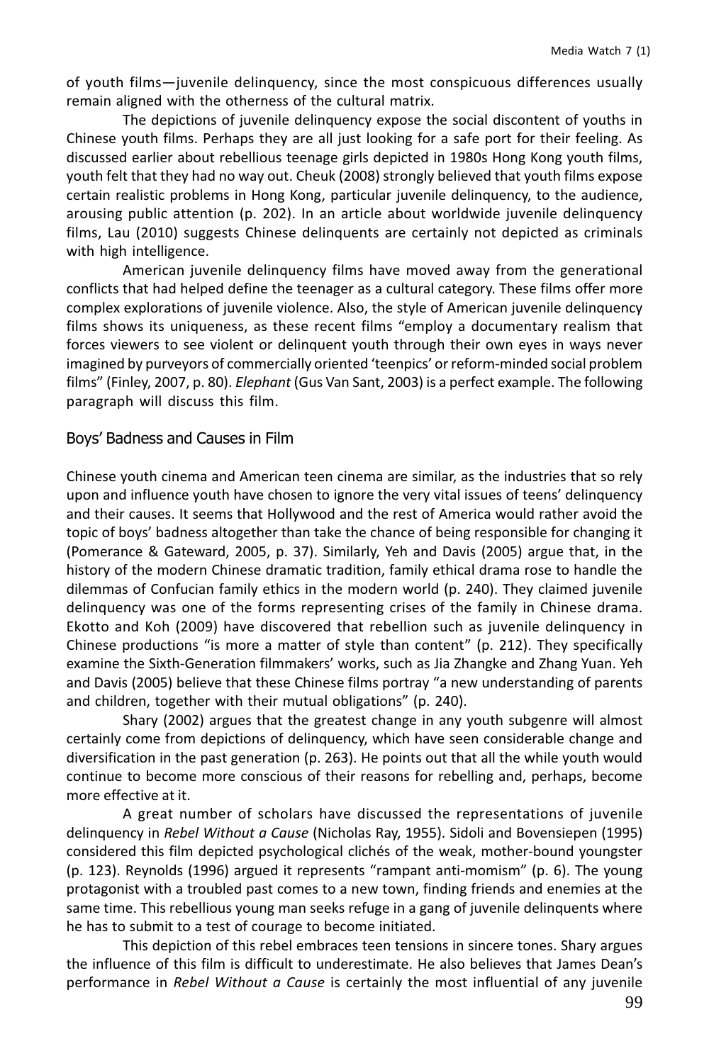of youth films—juvenile delinquency, since the most conspicuous differences usually remain aligned with the otherness of the cultural matrix.

The depictions of juvenile delinquency expose the social discontent of youths in Chinese youth films. Perhaps they are all just looking for a safe port for their feeling. As discussed earlier about rebellious teenage girls depicted in 1980s Hong Kong youth films, youth felt that they had no way out. Cheuk (2008) strongly believed that youth films expose certain realistic problems in Hong Kong, particular juvenile delinquency, to the audience, arousing public attention (p. 202). In an article about worldwide juvenile delinquency films, Lau (2010) suggests Chinese delinquents are certainly not depicted as criminals with high intelligence.

American juvenile delinquency films have moved away from the generational conflicts that had helped define the teenager as a cultural category. These films offer more complex explorations of juvenile violence. Also, the style of American juvenile delinquency films shows its uniqueness, as these recent films "employ a documentary realism that forces viewers to see violent or delinquent youth through their own eyes in ways never imagined by purveyors of commercially oriented 'teenpics' or reform-minded social problem films" (Finley, 2007, p. 80). *Elephant* (Gus Van Sant, 2003) is a perfect example. The following paragraph will discuss this film.

## Boys' Badness and Causes in Film

Chinese youth cinema and American teen cinema are similar, as the industries that so rely upon and influence youth have chosen to ignore the very vital issues of teens' delinquency and their causes. It seems that Hollywood and the rest of America would rather avoid the topic of boys' badness altogether than take the chance of being responsible for changing it (Pomerance & Gateward, 2005, p. 37). Similarly, Yeh and Davis (2005) argue that, in the history of the modern Chinese dramatic tradition, family ethical drama rose to handle the dilemmas of Confucian family ethics in the modern world (p. 240). They claimed juvenile delinquency was one of the forms representing crises of the family in Chinese drama. Ekotto and Koh (2009) have discovered that rebellion such as juvenile delinquency in Chinese productions "is more a matter of style than content" (p. 212). They specifically examine the Sixth-Generation filmmakers' works, such as Jia Zhangke and Zhang Yuan. Yeh and Davis (2005) believe that these Chinese films portray "a new understanding of parents and children, together with their mutual obligations" (p. 240).

Shary (2002) argues that the greatest change in any youth subgenre will almost certainly come from depictions of delinquency, which have seen considerable change and diversification in the past generation (p. 263). He points out that all the while youth would continue to become more conscious of their reasons for rebelling and, perhaps, become more effective at it.

A great number of scholars have discussed the representations of juvenile delinquency in *Rebel Without a Cause* (Nicholas Ray, 1955). Sidoli and Bovensiepen (1995) considered this film depicted psychological clichés of the weak, mother-bound youngster (p. 123). Reynolds (1996) argued it represents "rampant anti-momism" (p. 6). The young protagonist with a troubled past comes to a new town, finding friends and enemies at the same time. This rebellious young man seeks refuge in a gang of juvenile delinquents where he has to submit to a test of courage to become initiated.

This depiction of this rebel embraces teen tensions in sincere tones. Shary argues the influence of this film is difficult to underestimate. He also believes that James Dean's performance in *Rebel Without a Cause* is certainly the most influential of any juvenile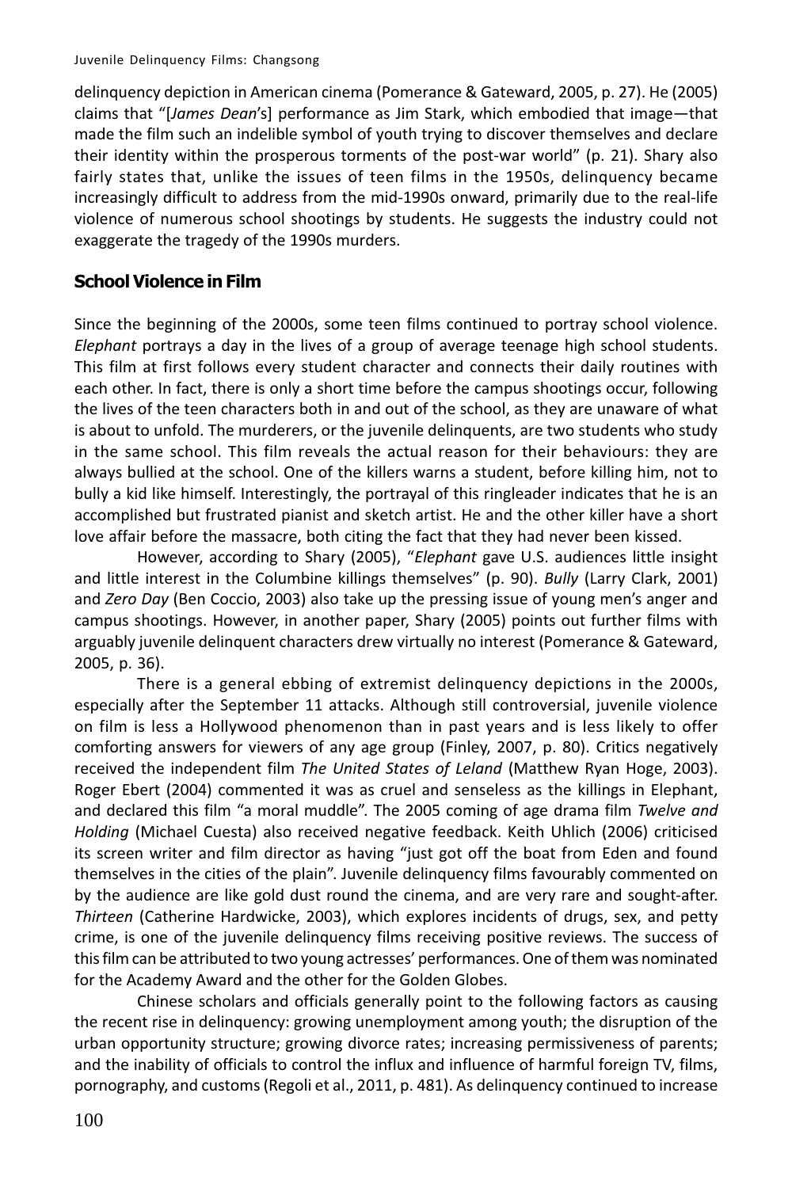delinquency depiction in American cinema (Pomerance & Gateward, 2005, p. 27). He (2005) claims that "[*James Dean*'s] performance as Jim Stark, which embodied that image—that made the film such an indelible symbol of youth trying to discover themselves and declare their identity within the prosperous torments of the post-war world" (p. 21). Shary also fairly states that, unlike the issues of teen films in the 1950s, delinquency became increasingly difficult to address from the mid-1990s onward, primarily due to the real-life violence of numerous school shootings by students. He suggests the industry could not exaggerate the tragedy of the 1990s murders.

## School Violence in Film

Since the beginning of the 2000s, some teen films continued to portray school violence. *Elephant* portrays a day in the lives of a group of average teenage high school students. This film at first follows every student character and connects their daily routines with each other. In fact, there is only a short time before the campus shootings occur, following the lives of the teen characters both in and out of the school, as they are unaware of what is about to unfold. The murderers, or the juvenile delinquents, are two students who study in the same school. This film reveals the actual reason for their behaviours: they are always bullied at the school. One of the killers warns a student, before killing him, not to bully a kid like himself. Interestingly, the portrayal of this ringleader indicates that he is an accomplished but frustrated pianist and sketch artist. He and the other killer have a short love affair before the massacre, both citing the fact that they had never been kissed.

However, according to Shary (2005), "*Elephant* gave U.S. audiences little insight and little interest in the Columbine killings themselves" (p. 90). *Bully* (Larry Clark, 2001) and *Zero Day* (Ben Coccio, 2003) also take up the pressing issue of young men's anger and campus shootings. However, in another paper, Shary (2005) points out further films with arguably juvenile delinquent characters drew virtually no interest (Pomerance & Gateward, 2005, p. 36).

There is a general ebbing of extremist delinquency depictions in the 2000s, especially after the September 11 attacks. Although still controversial, juvenile violence on film is less a Hollywood phenomenon than in past years and is less likely to offer comforting answers for viewers of any age group (Finley, 2007, p. 80). Critics negatively received the independent film *The United States of Leland* (Matthew Ryan Hoge, 2003). Roger Ebert (2004) commented it was as cruel and senseless as the killings in Elephant, and declared this film "a moral muddle". The 2005 coming of age drama film *Twelve and Holding* (Michael Cuesta) also received negative feedback. Keith Uhlich (2006) criticised its screen writer and film director as having "just got off the boat from Eden and found themselves in the cities of the plain". Juvenile delinquency films favourably commented on by the audience are like gold dust round the cinema, and are very rare and sought-after. *Thirteen* (Catherine Hardwicke, 2003), which explores incidents of drugs, sex, and petty crime, is one of the juvenile delinquency films receiving positive reviews. The success of this film can be attributed to two young actresses' performances. One of them was nominated for the Academy Award and the other for the Golden Globes.

Chinese scholars and officials generally point to the following factors as causing the recent rise in delinquency: growing unemployment among youth; the disruption of the urban opportunity structure; growing divorce rates; increasing permissiveness of parents; and the inability of officials to control the influx and influence of harmful foreign TV, films, pornography, and customs (Regoli et al., 2011, p. 481). As delinquency continued to increase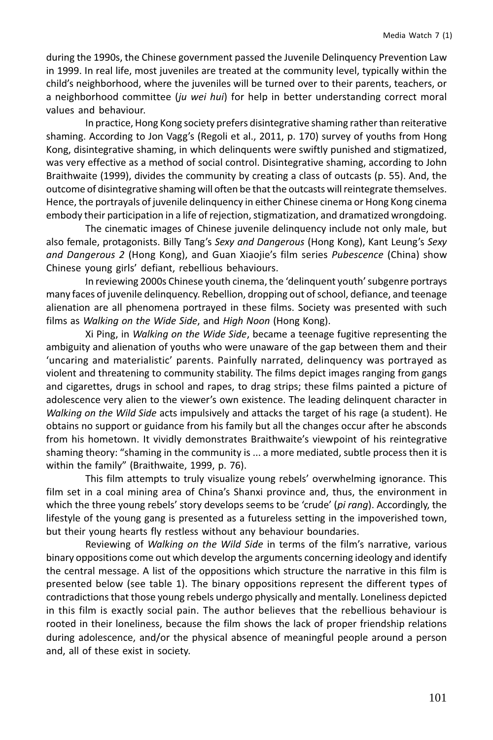during the 1990s, the Chinese government passed the Juvenile Delinquency Prevention Law in 1999. In real life, most juveniles are treated at the community level, typically within the child's neighborhood, where the juveniles will be turned over to their parents, teachers, or a neighborhood committee (*ju wei hui*) for help in better understanding correct moral values and behaviour.

In practice, Hong Kong society prefers disintegrative shaming rather than reiterative shaming. According to Jon Vagg's (Regoli et al., 2011, p. 170) survey of youths from Hong Kong, disintegrative shaming, in which delinquents were swiftly punished and stigmatized, was very effective as a method of social control. Disintegrative shaming, according to John Braithwaite (1999), divides the community by creating a class of outcasts (p. 55). And, the outcome of disintegrative shaming will often be that the outcasts will reintegrate themselves. Hence, the portrayals of juvenile delinquency in either Chinese cinema or Hong Kong cinema embody their participation in a life of rejection, stigmatization, and dramatized wrongdoing.

The cinematic images of Chinese juvenile delinquency include not only male, but also female, protagonists. Billy Tang's *Sexy and Dangerous* (Hong Kong), Kant Leung's *Sexy and Dangerous 2* (Hong Kong), and Guan Xiaojie's film series *Pubescence* (China) show Chinese young girls' defiant, rebellious behaviours.

In reviewing 2000s Chinese youth cinema, the 'delinquent youth' subgenre portrays many faces of juvenile delinquency. Rebellion, dropping out of school, defiance, and teenage alienation are all phenomena portrayed in these films. Society was presented with such films as *Walking on the Wide Side*, and *High Noon* (Hong Kong).

Xi Ping, in *Walking on the Wide Side*, became a teenage fugitive representing the ambiguity and alienation of youths who were unaware of the gap between them and their 'uncaring and materialistic' parents. Painfully narrated, delinquency was portrayed as violent and threatening to community stability. The films depict images ranging from gangs and cigarettes, drugs in school and rapes, to drag strips; these films painted a picture of adolescence very alien to the viewer's own existence. The leading delinquent character in *Walking on the Wild Side* acts impulsively and attacks the target of his rage (a student). He obtains no support or guidance from his family but all the changes occur after he absconds from his hometown. It vividly demonstrates Braithwaite's viewpoint of his reintegrative shaming theory: "shaming in the community is ... a more mediated, subtle process then it is within the family" (Braithwaite, 1999, p. 76).

This film attempts to truly visualize young rebels' overwhelming ignorance. This film set in a coal mining area of China's Shanxi province and, thus, the environment in which the three young rebels' story develops seems to be 'crude' (*pi rang*). Accordingly, the lifestyle of the young gang is presented as a futureless setting in the impoverished town, but their young hearts fly restless without any behaviour boundaries.

Reviewing of *Walking on the Wild Side* in terms of the film's narrative, various binary oppositions come out which develop the arguments concerning ideology and identify the central message. A list of the oppositions which structure the narrative in this film is presented below (see table 1). The binary oppositions represent the different types of contradictions that those young rebels undergo physically and mentally. Loneliness depicted in this film is exactly social pain. The author believes that the rebellious behaviour is rooted in their loneliness, because the film shows the lack of proper friendship relations during adolescence, and/or the physical absence of meaningful people around a person and, all of these exist in society.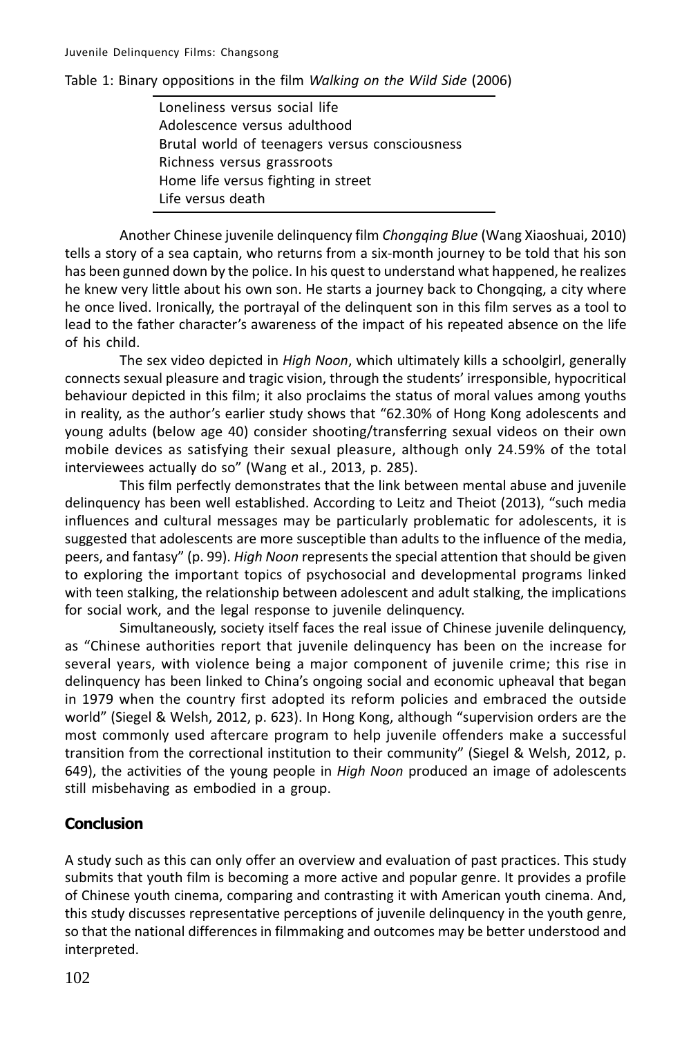Table 1: Binary oppositions in the film *Walking on the Wild Side* (2006)

| |
|---|
| Loneliness versus social life |
| Adolescence versus adulthood |
| Brutal world of teenagers versus consciousness |
| Richness versus grassroots |
| Home life versus fighting in street |
| Life versus death |

Another Chinese juvenile delinquency film *Chongqing Blue* (Wang Xiaoshuai, 2010) tells a story of a sea captain, who returns from a six-month journey to be told that his son has been gunned down by the police. In his quest to understand what happened, he realizes he knew very little about his own son. He starts a journey back to Chongqing, a city where he once lived. Ironically, the portrayal of the delinquent son in this film serves as a tool to lead to the father character's awareness of the impact of his repeated absence on the life of his child.

The sex video depicted in *High Noon*, which ultimately kills a schoolgirl, generally connects sexual pleasure and tragic vision, through the students' irresponsible, hypocritical behaviour depicted in this film; it also proclaims the status of moral values among youths in reality, as the author's earlier study shows that "62.30% of Hong Kong adolescents and young adults (below age 40) consider shooting/transferring sexual videos on their own mobile devices as satisfying their sexual pleasure, although only 24.59% of the total interviewees actually do so" (Wang et al., 2013, p. 285).

This film perfectly demonstrates that the link between mental abuse and juvenile delinquency has been well established. According to Leitz and Theiot (2013), "such media influences and cultural messages may be particularly problematic for adolescents, it is suggested that adolescents are more susceptible than adults to the influence of the media, peers, and fantasy" (p. 99). *High Noon* represents the special attention that should be given to exploring the important topics of psychosocial and developmental programs linked with teen stalking, the relationship between adolescent and adult stalking, the implications for social work, and the legal response to juvenile delinquency.

Simultaneously, society itself faces the real issue of Chinese juvenile delinquency, as "Chinese authorities report that juvenile delinquency has been on the increase for several years, with violence being a major component of juvenile crime; this rise in delinquency has been linked to China's ongoing social and economic upheaval that began in 1979 when the country first adopted its reform policies and embraced the outside world" (Siegel & Welsh, 2012, p. 623). In Hong Kong, although "supervision orders are the most commonly used aftercare program to help juvenile offenders make a successful transition from the correctional institution to their community" (Siegel & Welsh, 2012, p. 649), the activities of the young people in *High Noon* produced an image of adolescents still misbehaving as embodied in a group.

## Conclusion

A study such as this can only offer an overview and evaluation of past practices. This study submits that youth film is becoming a more active and popular genre. It provides a profile of Chinese youth cinema, comparing and contrasting it with American youth cinema. And, this study discusses representative perceptions of juvenile delinquency in the youth genre, so that the national differences in filmmaking and outcomes may be better understood and interpreted.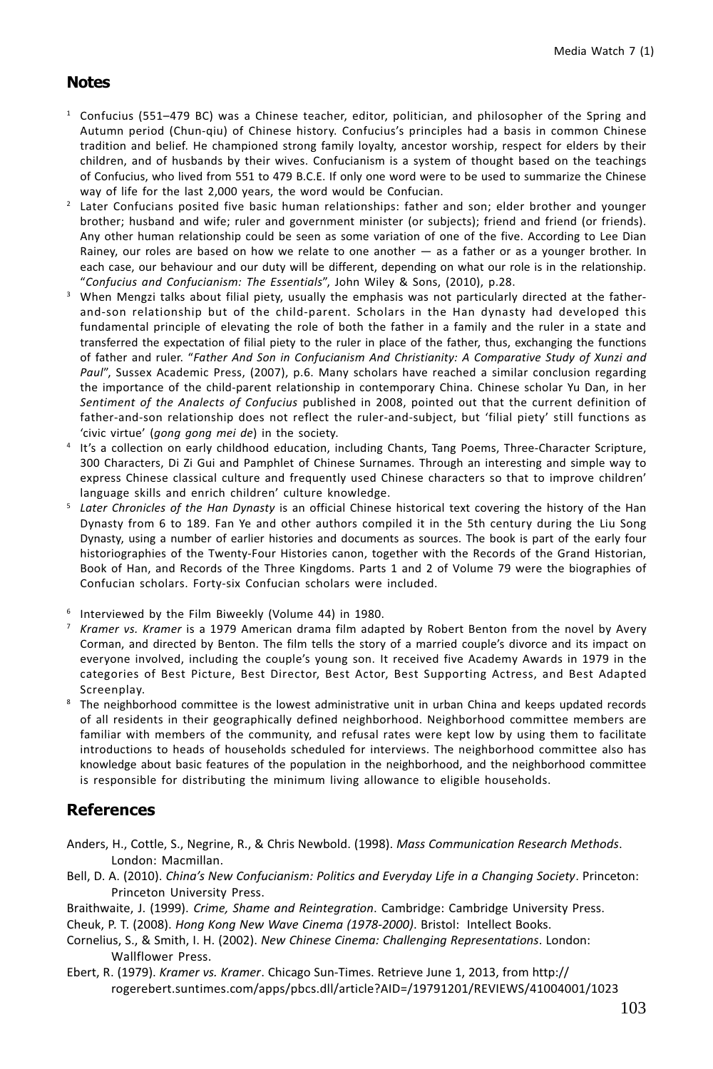## Notes

1. Confucius (551–479 BC) was a Chinese teacher, editor, politician, and philosopher of the Spring and Autumn period (Chun-qiu) of Chinese history. Confucius's principles had a basis in common Chinese tradition and belief. He championed strong family loyalty, ancestor worship, respect for elders by their children, and of husbands by their wives. Confucianism is a system of thought based on the teachings of Confucius, who lived from 551 to 479 B.C.E. If only one word were to be used to summarize the Chinese way of life for the last 2,000 years, the word would be Confucian.
2. Later Confucians posited five basic human relationships: father and son; elder brother and younger brother; husband and wife; ruler and government minister (or subjects); friend and friend (or friends). Any other human relationship could be seen as some variation of one of the five. According to Lee Dian Rainey, our roles are based on how we relate to one another — as a father or as a younger brother. In each case, our behaviour and our duty will be different, depending on what our role is in the relationship. "*Confucius and Confucianism: The Essentials*", John Wiley & Sons, (2010), p.28.
3. When Mengzi talks about filial piety, usually the emphasis was not particularly directed at the father-and-son relationship but of the child-parent. Scholars in the Han dynasty had developed this fundamental principle of elevating the role of both the father in a family and the ruler in a state and transferred the expectation of filial piety to the ruler in place of the father, thus, exchanging the functions of father and ruler. "*Father And Son in Confucianism And Christianity: A Comparative Study of Xunzi and Paul*", Sussex Academic Press, (2007), p.6. Many scholars have reached a similar conclusion regarding the importance of the child-parent relationship in contemporary China. Chinese scholar Yu Dan, in her *Sentiment of the Analects of Confucius* published in 2008, pointed out that the current definition of father-and-son relationship does not reflect the ruler-and-subject, but 'filial piety' still functions as 'civic virtue' (*gong gong mei de*) in the society.
4. It's a collection on early childhood education, including Chants, Tang Poems, Three-Character Scripture, 300 Characters, Di Zi Gui and Pamphlet of Chinese Surnames. Through an interesting and simple way to express Chinese classical culture and frequently used Chinese characters so that to improve children' language skills and enrich children' culture knowledge.
5. *Later Chronicles of the Han Dynasty* is an official Chinese historical text covering the history of the Han Dynasty from 6 to 189. Fan Ye and other authors compiled it in the 5th century during the Liu Song Dynasty, using a number of earlier histories and documents as sources. The book is part of the early four historiographies of the Twenty-Four Histories canon, together with the Records of the Grand Historian, Book of Han, and Records of the Three Kingdoms. Parts 1 and 2 of Volume 79 were the biographies of Confucian scholars. Forty-six Confucian scholars were included.
6. Interviewed by the Film Biweekly (Volume 44) in 1980.
7. *Kramer vs. Kramer* is a 1979 American drama film adapted by Robert Benton from the novel by Avery Corman, and directed by Benton. The film tells the story of a married couple's divorce and its impact on everyone involved, including the couple's young son. It received five Academy Awards in 1979 in the categories of Best Picture, Best Director, Best Actor, Best Supporting Actress, and Best Adapted Screenplay.
8. The neighborhood committee is the lowest administrative unit in urban China and keeps updated records of all residents in their geographically defined neighborhood. Neighborhood committee members are familiar with members of the community, and refusal rates were kept low by using them to facilitate introductions to heads of households scheduled for interviews. The neighborhood committee also has knowledge about basic features of the population in the neighborhood, and the neighborhood committee is responsible for distributing the minimum living allowance to eligible households.

## References

Anders, H., Cottle, S., Negrine, R., & Chris Newbold. (1998). *Mass Communication Research Methods*. London: Macmillan.

Bell, D. A. (2010). *China's New Confucianism: Politics and Everyday Life in a Changing Society*. Princeton: Princeton University Press.

Braithwaite, J. (1999). *Crime, Shame and Reintegration*. Cambridge: Cambridge University Press.

Cheuk, P. T. (2008). *Hong Kong New Wave Cinema (1978-2000)*. Bristol: Intellect Books.

Cornelius, S., & Smith, I. H. (2002). *New Chinese Cinema: Challenging Representations*. London: Wallflower Press.

Ebert, R. (1979). *Kramer vs. Kramer*. Chicago Sun-Times. Retrieve June 1, 2013, from http://rogerebert.suntimes.com/apps/pbcs.dll/article?AID=/19791201/REVIEWS/41004001/1023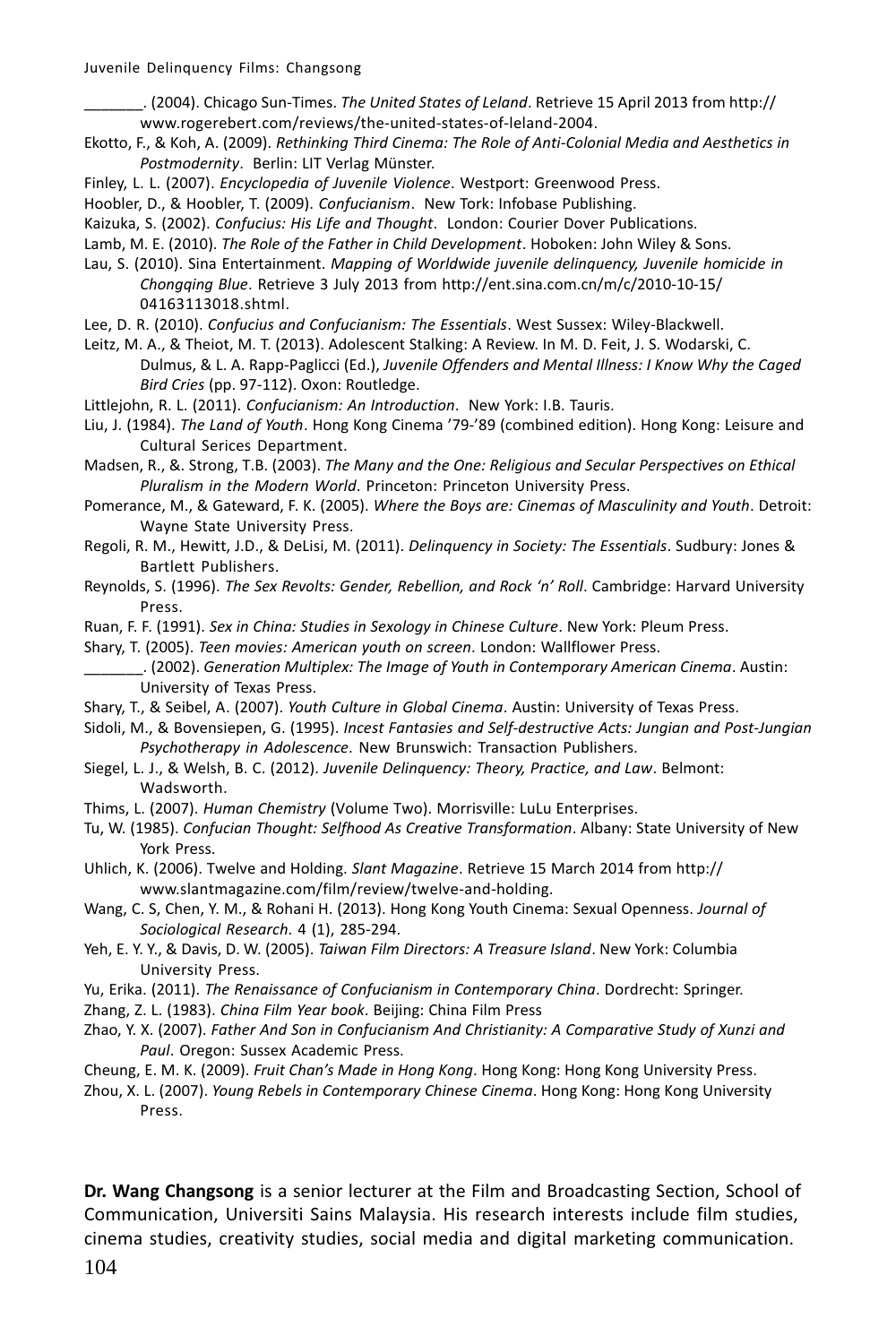_______. (2004). Chicago Sun-Times. *The United States of Leland*. Retrieve 15 April 2013 from http://www.rogerebert.com/reviews/the-united-states-of-leland-2004.

Ekotto, F., & Koh, A. (2009). *Rethinking Third Cinema: The Role of Anti-Colonial Media and Aesthetics in Postmodernity*. Berlin: LIT Verlag Münster.

Finley, L. L. (2007). *Encyclopedia of Juvenile Violence*. Westport: Greenwood Press.

Hoobler, D., & Hoobler, T. (2009). *Confucianism*. New Tork: Infobase Publishing.

Kaizuka, S. (2002). *Confucius: His Life and Thought*. London: Courier Dover Publications.

Lamb, M. E. (2010). *The Role of the Father in Child Development*. Hoboken: John Wiley & Sons.

Lau, S. (2010). Sina Entertainment. *Mapping of Worldwide juvenile delinquency, Juvenile homicide in Chongqing Blue*. Retrieve 3 July 2013 from http://ent.sina.com.cn/m/c/2010-10-15/04163113018.shtml.

Lee, D. R. (2010). *Confucius and Confucianism: The Essentials*. West Sussex: Wiley-Blackwell.

Leitz, M. A., & Theiot, M. T. (2013). Adolescent Stalking: A Review. In M. D. Feit, J. S. Wodarski, C. Dulmus, & L. A. Rapp-Paglicci (Ed.), *Juvenile Offenders and Mental Illness: I Know Why the Caged Bird Cries* (pp. 97-112). Oxon: Routledge.

Littlejohn, R. L. (2011). *Confucianism: An Introduction*. New York: I.B. Tauris.

Liu, J. (1984). *The Land of Youth*. Hong Kong Cinema '79-'89 (combined edition). Hong Kong: Leisure and Cultural Serices Department.

Madsen, R., &. Strong, T.B. (2003). *The Many and the One: Religious and Secular Perspectives on Ethical Pluralism in the Modern World*. Princeton: Princeton University Press.

Pomerance, M., & Gateward, F. K. (2005). *Where the Boys are: Cinemas of Masculinity and Youth*. Detroit: Wayne State University Press.

Regoli, R. M., Hewitt, J.D., & DeLisi, M. (2011). *Delinquency in Society: The Essentials*. Sudbury: Jones & Bartlett Publishers.

Reynolds, S. (1996). *The Sex Revolts: Gender, Rebellion, and Rock 'n' Roll*. Cambridge: Harvard University Press.

Ruan, F. F. (1991). *Sex in China: Studies in Sexology in Chinese Culture*. New York: Pleum Press.

Shary, T. (2005). *Teen movies: American youth on screen*. London: Wallflower Press.

_______. (2002). *Generation Multiplex: The Image of Youth in Contemporary American Cinema*. Austin: University of Texas Press.

Shary, T., & Seibel, A. (2007). *Youth Culture in Global Cinema*. Austin: University of Texas Press.

Sidoli, M., & Bovensiepen, G. (1995). *Incest Fantasies and Self-destructive Acts: Jungian and Post-Jungian Psychotherapy in Adolescence*. New Brunswich: Transaction Publishers.

Siegel, L. J., & Welsh, B. C. (2012). *Juvenile Delinquency: Theory, Practice, and Law*. Belmont: Wadsworth.

Thims, L. (2007). *Human Chemistry* (Volume Two). Morrisville: LuLu Enterprises.

Tu, W. (1985). *Confucian Thought: Selfhood As Creative Transformation*. Albany: State University of New York Press.

Uhlich, K. (2006). Twelve and Holding. *Slant Magazine*. Retrieve 15 March 2014 from http://www.slantmagazine.com/film/review/twelve-and-holding.

Wang, C. S, Chen, Y. M., & Rohani H. (2013). Hong Kong Youth Cinema: Sexual Openness. *Journal of Sociological Research*. 4 (1), 285-294.

Yeh, E. Y. Y., & Davis, D. W. (2005). *Taiwan Film Directors: A Treasure Island*. New York: Columbia University Press.

Yu, Erika. (2011). *The Renaissance of Confucianism in Contemporary China*. Dordrecht: Springer.

Zhang, Z. L. (1983). *China Film Year book*. Beijing: China Film Press

Zhao, Y. X. (2007). *Father And Son in Confucianism And Christianity: A Comparative Study of Xunzi and Paul*. Oregon: Sussex Academic Press.

Cheung, E. M. K. (2009). *Fruit Chan's Made in Hong Kong*. Hong Kong: Hong Kong University Press.

Zhou, X. L. (2007). *Young Rebels in Contemporary Chinese Cinema*. Hong Kong: Hong Kong University Press.

**Dr. Wang Changsong** is a senior lecturer at the Film and Broadcasting Section, School of Communication, Universiti Sains Malaysia. His research interests include film studies, cinema studies, creativity studies, social media and digital marketing communication.